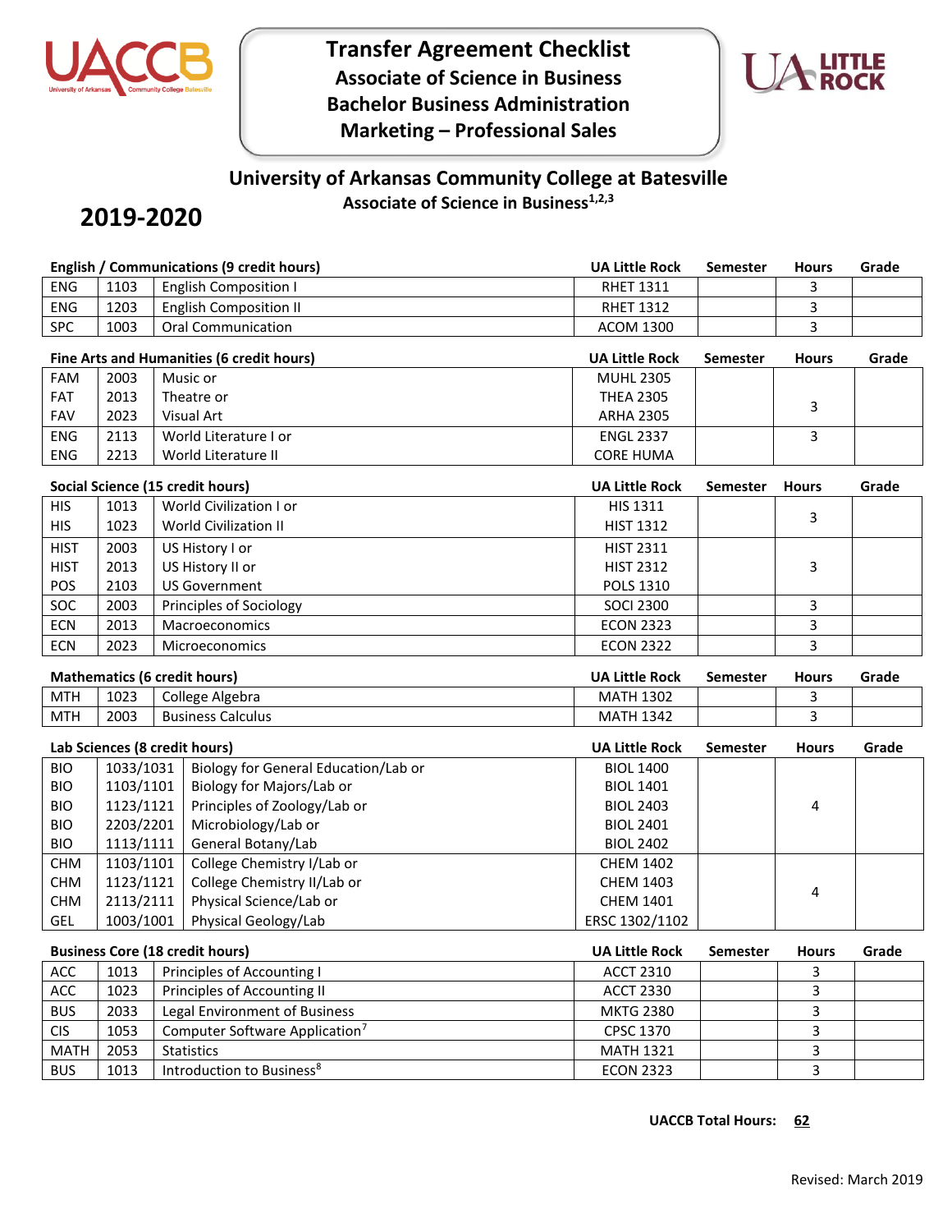# Transfer Agreement Checklist

## Associate of Science in Business

## Bachelor Business Administration

## Marketing – Professional Sales

### University of Arkansas Community College at Batesville

**Associate of Science in Business[1,2,3]**

## 2019-2020

| English / Communications (9 credit hours) | | | UA Little Rock | Semester | Hours | Grade |
|---|---|---|---|---|---|---|
| ENG | 1103 | English Composition I | RHET 1311 | | 3 | |
| ENG | 1203 | English Composition II | RHET 1312 | | 3 | |
| SPC | 1003 | Oral Communication | ACOM 1300 | | 3 | |

| Fine Arts and Humanities (6 credit hours) | | | UA Little Rock | Semester | Hours | Grade |
|---|---|---|---|---|---|---|
| FAM | 2003 | Music or | MUHL 2305 | | 3 | |
| FAT | 2013 | Theatre or | THEA 2305 | | | |
| FAV | 2023 | Visual Art | ARHA 2305 | | | |
| ENG | 2113 | World Literature I or | ENGL 2337 | | 3 | |
| ENG | 2213 | World Literature II | CORE HUMA | | | |

| Social Science (15 credit hours) | | | UA Little Rock | Semester | Hours | Grade |
|---|---|---|---|---|---|---|
| HIS | 1013 | World Civilization I or | HIS 1311 | | 3 | |
| HIS | 1023 | World Civilization II | HIST 1312 | | | |
| HIST | 2003 | US History I or | HIST 2311 | | 3 | |
| HIST | 2013 | US History II or | HIST 2312 | | | |
| POS | 2103 | US Government | POLS 1310 | | | |
| SOC | 2003 | Principles of Sociology | SOCI 2300 | | 3 | |
| ECN | 2013 | Macroeconomics | ECON 2323 | | 3 | |
| ECN | 2023 | Microeconomics | ECON 2322 | | 3 | |

| Mathematics (6 credit hours) | | | UA Little Rock | Semester | Hours | Grade |
|---|---|---|---|---|---|---|
| MTH | 1023 | College Algebra | MATH 1302 | | 3 | |
| MTH | 2003 | Business Calculus | MATH 1342 | | 3 | |

| Lab Sciences (8 credit hours) | | | UA Little Rock | Semester | Hours | Grade |
|---|---|---|---|---|---|---|
| BIO | 1033/1031 | Biology for General Education/Lab or | BIOL 1400 | | 4 | |
| BIO | 1103/1101 | Biology for Majors/Lab or | BIOL 1401 | | | |
| BIO | 1123/1121 | Principles of Zoology/Lab or | BIOL 2403 | | | |
| BIO | 2203/2201 | Microbiology/Lab or | BIOL 2401 | | | |
| BIO | 1113/1111 | General Botany/Lab | BIOL 2402 | | | |
| CHM | 1103/1101 | College Chemistry I/Lab or | CHEM 1402 | | 4 | |
| CHM | 1123/1121 | College Chemistry II/Lab or | CHEM 1403 | | | |
| CHM | 2113/2111 | Physical Science/Lab or | CHEM 1401 | | | |
| GEL | 1003/1001 | Physical Geology/Lab | ERSC 1302/1102 | | | |

| Business Core (18 credit hours) | | | UA Little Rock | Semester | Hours | Grade |
|---|---|---|---|---|---|---|
| ACC | 1013 | Principles of Accounting I | ACCT 2310 | | 3 | |
| ACC | 1023 | Principles of Accounting II | ACCT 2330 | | 3 | |
| BUS | 2033 | Legal Environment of Business | MKTG 2380 | | 3 | |
| CIS | 1053 | Computer Software Application[7] | CPSC 1370 | | 3 | |
| MATH | 2053 | Statistics | MATH 1321 | | 3 | |
| BUS | 1013 | Introduction to Business[8] | ECON 2323 | | 3 | |

**UACCB Total Hours: 62**

Revised: March 2019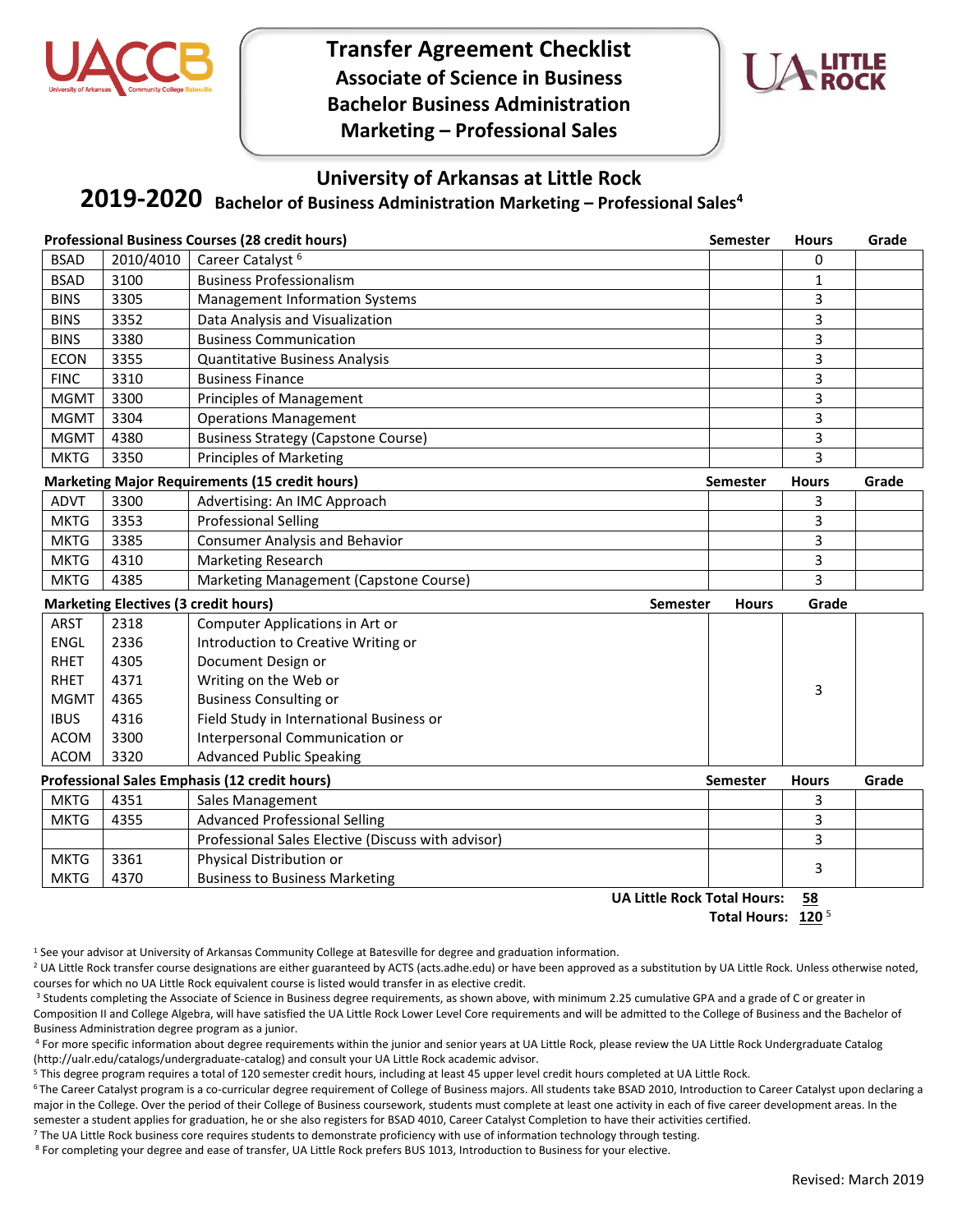# Transfer Agreement Checklist
## Associate of Science in Business
## Bachelor Business Administration
## Marketing – Professional Sales

## University of Arkansas at Little Rock

**2019-2020** **Bachelor of Business Administration Marketing – Professional Sales[4]**

| Professional Business Courses (28 credit hours) | | | Semester | Hours | Grade |
|---|---|---|---|---|---|
| BSAD | 2010/4010 | Career Catalyst [6] | | 0 | |
| BSAD | 3100 | Business Professionalism | | 1 | |
| BINS | 3305 | Management Information Systems | | 3 | |
| BINS | 3352 | Data Analysis and Visualization | | 3 | |
| BINS | 3380 | Business Communication | | 3 | |
| ECON | 3355 | Quantitative Business Analysis | | 3 | |
| FINC | 3310 | Business Finance | | 3 | |
| MGMT | 3300 | Principles of Management | | 3 | |
| MGMT | 3304 | Operations Management | | 3 | |
| MGMT | 4380 | Business Strategy (Capstone Course) | | 3 | |
| MKTG | 3350 | Principles of Marketing | | 3 | |

| Marketing Major Requirements (15 credit hours) | | | Semester | Hours | Grade |
|---|---|---|---|---|---|
| ADVT | 3300 | Advertising: An IMC Approach | | 3 | |
| MKTG | 3353 | Professional Selling | | 3 | |
| MKTG | 3385 | Consumer Analysis and Behavior | | 3 | |
| MKTG | 4310 | Marketing Research | | 3 | |
| MKTG | 4385 | Marketing Management (Capstone Course) | | 3 | |

| Marketing Electives (3 credit hours) | | | Semester | Hours | Grade |
|---|---|---|---|---|---|
| ARST | 2318 | Computer Applications in Art or | | | |
| ENGL | 2336 | Introduction to Creative Writing or | | | |
| RHET | 4305 | Document Design or | | | |
| RHET | 4371 | Writing on the Web or | | | |
| MGMT | 4365 | Business Consulting or | | 3 | |
| IBUS | 4316 | Field Study in International Business or | | | |
| ACOM | 3300 | Interpersonal Communication or | | | |
| ACOM | 3320 | Advanced Public Speaking | | | |

| Professional Sales Emphasis (12 credit hours) | | | Semester | Hours | Grade |
|---|---|---|---|---|---|
| MKTG | 4351 | Sales Management | | 3 | |
| MKTG | 4355 | Advanced Professional Selling | | 3 | |
| | | Professional Sales Elective (Discuss with advisor) | | 3 | |
| MKTG | 3361 | Physical Distribution or | | 3 | |
| MKTG | 4370 | Business to Business Marketing | | | |

**UA Little Rock Total Hours: 58**

**Total Hours: 120** [5]

[1] See your advisor at University of Arkansas Community College at Batesville for degree and graduation information.

[2] UA Little Rock transfer course designations are either guaranteed by ACTS (acts.adhe.edu) or have been approved as a substitution by UA Little Rock. Unless otherwise noted, courses for which no UA Little Rock equivalent course is listed would transfer in as elective credit.

[3] Students completing the Associate of Science in Business degree requirements, as shown above, with minimum 2.25 cumulative GPA and a grade of C or greater in Composition II and College Algebra, will have satisfied the UA Little Rock Lower Level Core requirements and will be admitted to the College of Business and the Bachelor of Business Administration degree program as a junior.

[4] For more specific information about degree requirements within the junior and senior years at UA Little Rock, please review the UA Little Rock Undergraduate Catalog (http://ualr.edu/catalogs/undergraduate-catalog) and consult your UA Little Rock academic advisor.

[5] This degree program requires a total of 120 semester credit hours, including at least 45 upper level credit hours completed at UA Little Rock.

[6] The Career Catalyst program is a co-curricular degree requirement of College of Business majors. All students take BSAD 2010, Introduction to Career Catalyst upon declaring a major in the College. Over the period of their College of Business coursework, students must complete at least one activity in each of five career development areas. In the semester a student applies for graduation, he or she also registers for BSAD 4010, Career Catalyst Completion to have their activities certified.

[7] The UA Little Rock business core requires students to demonstrate proficiency with use of information technology through testing.

[8] For completing your degree and ease of transfer, UA Little Rock prefers BUS 1013, Introduction to Business for your elective.

Revised: March 2019